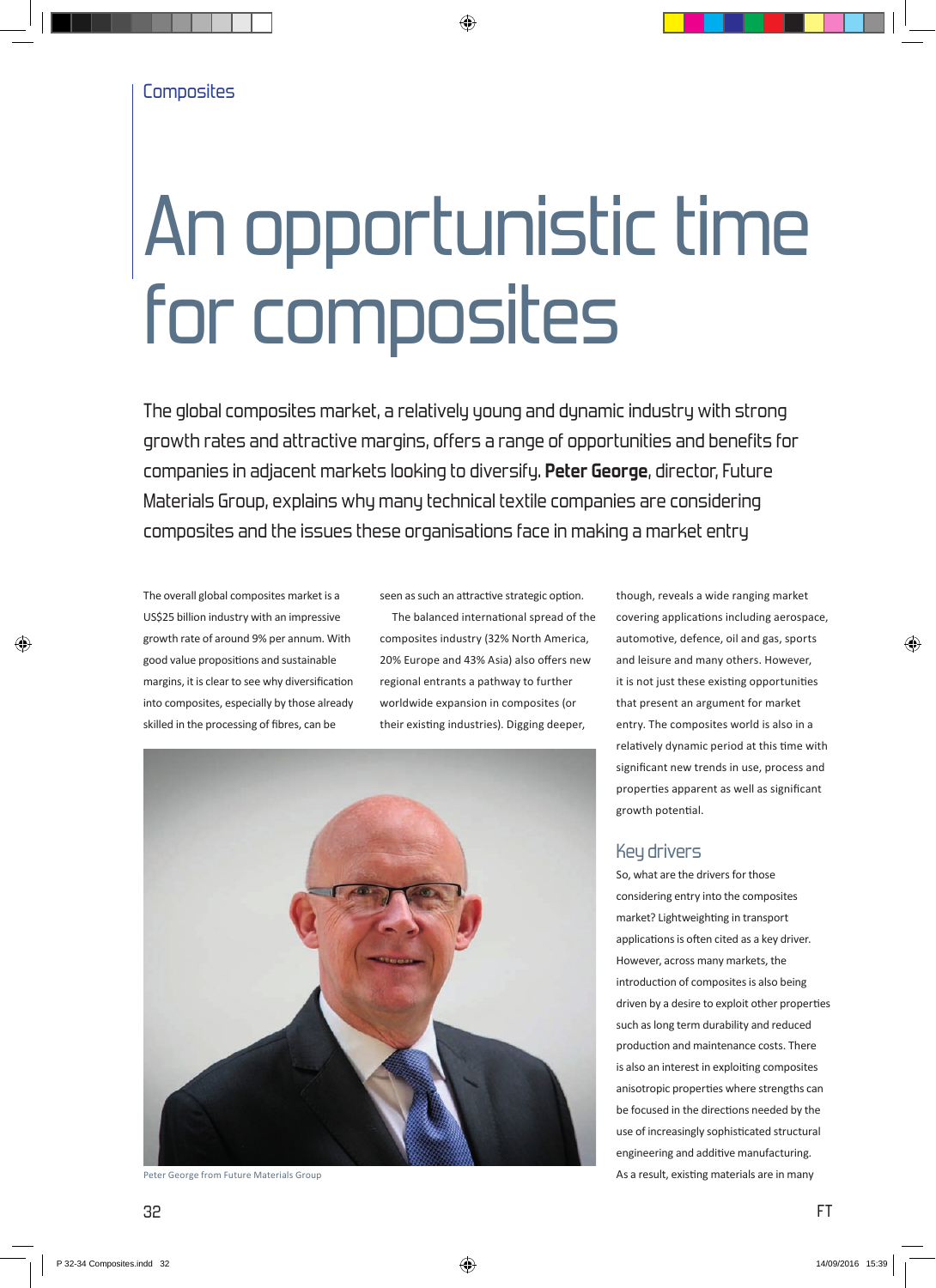# An opportunistic time for composites

The global composites market, a relatively young and dynamic industry with strong growth rates and attractive margins, offers a range of opportunities and benefits for companies in adjacent markets looking to diversify. **Peter George**, director, Future Materials Group, explains why many technical textile companies are considering composites and the issues these organisations face in making a market entry

The overall global composites market is a US$25 billion industry with an impressive growth rate of around 9% per annum. With good value propositions and sustainable margins, it is clear to see why diversification into composites, especially by those already skilled in the processing of fibres, can be seen as such an attractive strategic option.

The balanced international spread of the composites industry (32% North America, 20% Europe and 43% Asia) also offers new regional entrants a pathway to further worldwide expansion in composites (or their existing industries). Digging deeper, though, reveals a wide ranging market covering applications including aerospace, automotive, defence, oil and gas, sports and leisure and many others. However, it is not just these existing opportunities that present an argument for market entry. The composites world is also in a relatively dynamic period at this time with significant new trends in use, process and properties apparent as well as significant growth potential.

Peter George from Future Materials Group

## Key drivers

So, what are the drivers for those considering entry into the composites market? Lightweighting in transport applications is often cited as a key driver. However, across many markets, the introduction of composites is also being driven by a desire to exploit other properties such as long term durability and reduced production and maintenance costs. There is also an interest in exploiting composites anisotropic properties where strengths can be focused in the directions needed by the use of increasingly sophisticated structural engineering and additive manufacturing. As a result, existing materials are in many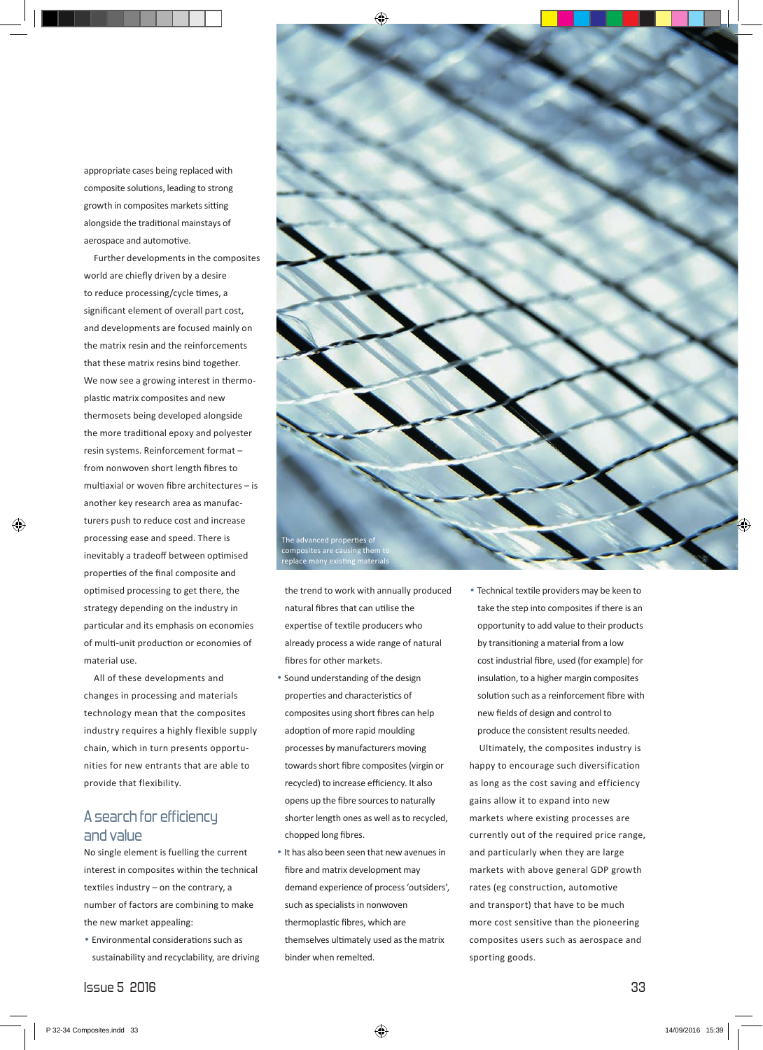appropriate cases being replaced with composite solutions, leading to strong growth in composites markets sitting alongside the traditional mainstays of aerospace and automotive.

Further developments in the composites world are chiefly driven by a desire to reduce processing/cycle times, a significant element of overall part cost, and developments are focused mainly on the matrix resin and the reinforcements that these matrix resins bind together. We now see a growing interest in thermoplastic matrix composites and new thermosets being developed alongside the more traditional epoxy and polyester resin systems. Reinforcement format – from nonwoven short length fibres to multiaxial or woven fibre architectures – is another key research area as manufacturers push to reduce cost and increase processing ease and speed. There is inevitably a tradeoff between optimised properties of the final composite and optimised processing to get there, the strategy depending on the industry in particular and its emphasis on economies of multi-unit production or economies of material use.

All of these developments and changes in processing and materials technology mean that the composites industry requires a highly flexible supply chain, which in turn presents opportunities for new entrants that are able to provide that flexibility.

## A search for efficiency and value

No single element is fuelling the current interest in composites within the technical textiles industry – on the contrary, a number of factors are combining to make the new market appealing:

- Environmental considerations such as sustainability and recyclability, are driving the trend to work with annually produced natural fibres that can utilise the expertise of textile producers who already process a wide range of natural fibres for other markets.
- Sound understanding of the design properties and characteristics of composites using short fibres can help adoption of more rapid moulding processes by manufacturers moving towards short fibre composites (virgin or recycled) to increase efficiency. It also opens up the fibre sources to naturally shorter length ones as well as to recycled, chopped long fibres.
- It has also been seen that new avenues in fibre and matrix development may demand experience of process 'outsiders', such as specialists in nonwoven thermoplastic fibres, which are themselves ultimately used as the matrix binder when remelted.
- Technical textile providers may be keen to take the step into composites if there is an opportunity to add value to their products by transitioning a material from a low cost industrial fibre, used (for example) for insulation, to a higher margin composites solution such as a reinforcement fibre with new fields of design and control to produce the consistent results needed.

Ultimately, the composites industry is happy to encourage such diversification as long as the cost saving and efficiency gains allow it to expand into new markets where existing processes are currently out of the required price range, and particularly when they are large markets with above general GDP growth rates (eg construction, automotive and transport) that have to be much more cost sensitive than the pioneering composites users such as aerospace and sporting goods.

The advanced properties of composites are causing them to replace many existing materials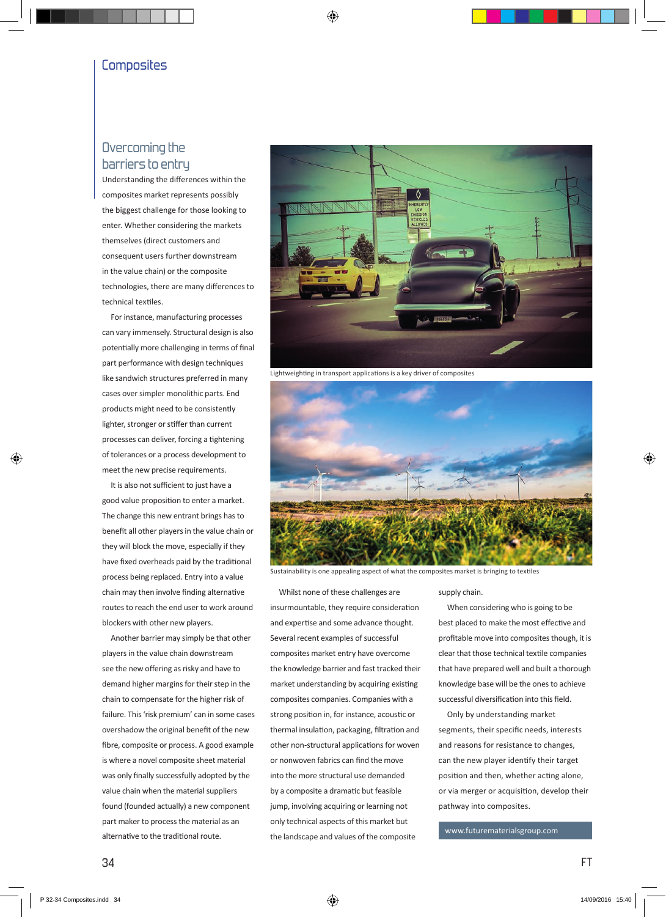## Overcoming the barriers to entry

Understanding the differences within the composites market represents possibly the biggest challenge for those looking to enter. Whether considering the markets themselves (direct customers and consequent users further downstream in the value chain) or the composite technologies, there are many differences to technical textiles.

For instance, manufacturing processes can vary immensely. Structural design is also potentially more challenging in terms of final part performance with design techniques like sandwich structures preferred in many cases over simpler monolithic parts. End products might need to be consistently lighter, stronger or stiffer than current processes can deliver, forcing a tightening of tolerances or a process development to meet the new precise requirements.

It is also not sufficient to just have a good value proposition to enter a market. The change this new entrant brings has to benefit all other players in the value chain or they will block the move, especially if they have fixed overheads paid by the traditional process being replaced. Entry into a value chain may then involve finding alternative routes to reach the end user to work around blockers with other new players.

Another barrier may simply be that other players in the value chain downstream see the new offering as risky and have to demand higher margins for their step in the chain to compensate for the higher risk of failure. This 'risk premium' can in some cases overshadow the original benefit of the new fibre, composite or process. A good example is where a novel composite sheet material was only finally successfully adopted by the value chain when the material suppliers found (founded actually) a new component part maker to process the material as an alternative to the traditional route.

Lightweighting in transport applications is a key driver of composites

Sustainability is one appealing aspect of what the composites market is bringing to textiles

Whilst none of these challenges are insurmountable, they require consideration and expertise and some advance thought. Several recent examples of successful composites market entry have overcome the knowledge barrier and fast tracked their market understanding by acquiring existing composites companies. Companies with a strong position in, for instance, acoustic or thermal insulation, packaging, filtration and other non-structural applications for woven or nonwoven fabrics can find the move into the more structural use demanded by a composite a dramatic but feasible jump, involving acquiring or learning not only technical aspects of this market but the landscape and values of the composite supply chain.

When considering who is going to be best placed to make the most effective and profitable move into composites though, it is clear that those technical textile companies that have prepared well and built a thorough knowledge base will be the ones to achieve successful diversification into this field.

Only by understanding market segments, their specific needs, interests and reasons for resistance to changes, can the new player identify their target position and then, whether acting alone, or via merger or acquisition, develop their pathway into composites.

www.futurematerialsgroup.com